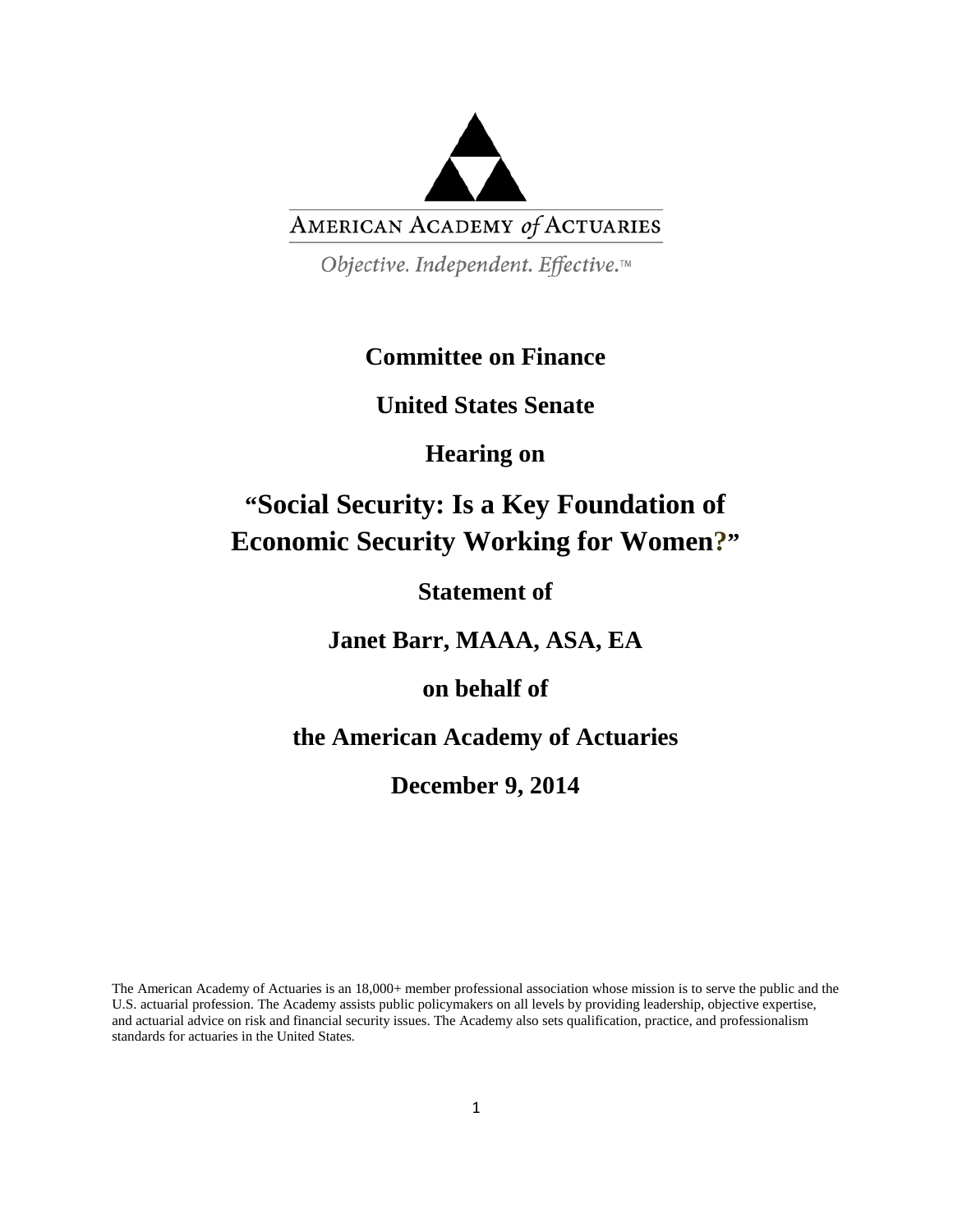AMERICAN ACADEMY *of* ACTUARIES

*Objective. Independent. Effective.™*

**Committee on Finance**

**United States Senate**

**Hearing on**

# "Social Security: Is a Key Foundation of Economic Security Working for Women?"

**Statement of**

**Janet Barr, MAAA, ASA, EA**

**on behalf of**

**the American Academy of Actuaries**

**December 9, 2014**

The American Academy of Actuaries is an 18,000+ member professional association whose mission is to serve the public and the U.S. actuarial profession. The Academy assists public policymakers on all levels by providing leadership, objective expertise, and actuarial advice on risk and financial security issues. The Academy also sets qualification, practice, and professionalism standards for actuaries in the United States.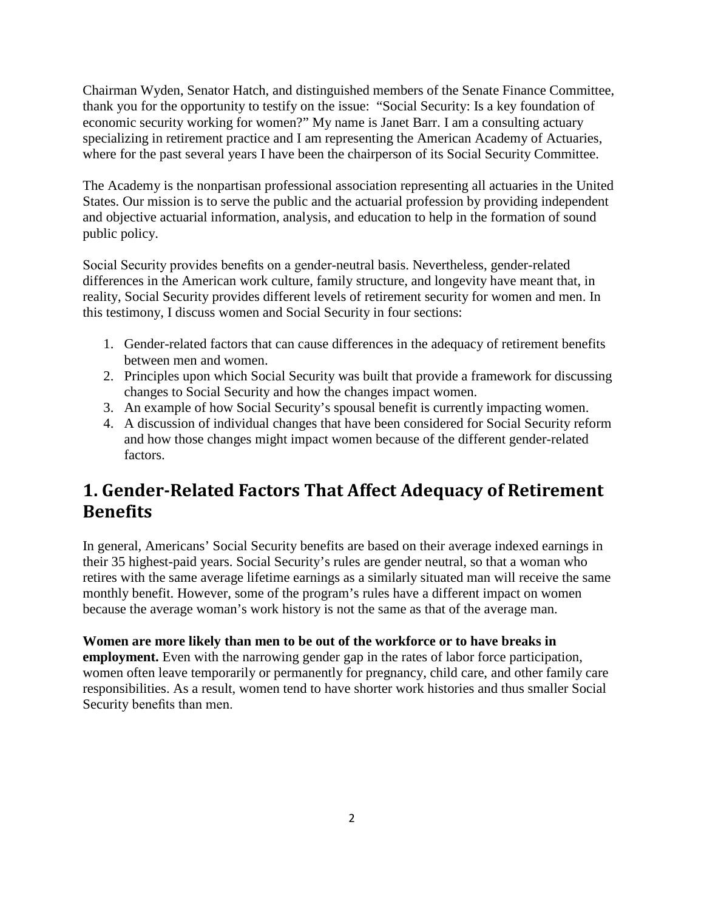Chairman Wyden, Senator Hatch, and distinguished members of the Senate Finance Committee, thank you for the opportunity to testify on the issue: "Social Security: Is a key foundation of economic security working for women?" My name is Janet Barr. I am a consulting actuary specializing in retirement practice and I am representing the American Academy of Actuaries, where for the past several years I have been the chairperson of its Social Security Committee.

The Academy is the nonpartisan professional association representing all actuaries in the United States. Our mission is to serve the public and the actuarial profession by providing independent and objective actuarial information, analysis, and education to help in the formation of sound public policy.

Social Security provides benefits on a gender-neutral basis. Nevertheless, gender-related differences in the American work culture, family structure, and longevity have meant that, in reality, Social Security provides different levels of retirement security for women and men. In this testimony, I discuss women and Social Security in four sections:

1. Gender-related factors that can cause differences in the adequacy of retirement benefits between men and women.
2. Principles upon which Social Security was built that provide a framework for discussing changes to Social Security and how the changes impact women.
3. An example of how Social Security's spousal benefit is currently impacting women.
4. A discussion of individual changes that have been considered for Social Security reform and how those changes might impact women because of the different gender-related factors.

## 1. Gender-Related Factors That Affect Adequacy of Retirement Benefits

In general, Americans' Social Security benefits are based on their average indexed earnings in their 35 highest-paid years. Social Security's rules are gender neutral, so that a woman who retires with the same average lifetime earnings as a similarly situated man will receive the same monthly benefit. However, some of the program's rules have a different impact on women because the average woman's work history is not the same as that of the average man.

**Women are more likely than men to be out of the workforce or to have breaks in employment.** Even with the narrowing gender gap in the rates of labor force participation, women often leave temporarily or permanently for pregnancy, child care, and other family care responsibilities. As a result, women tend to have shorter work histories and thus smaller Social Security benefits than men.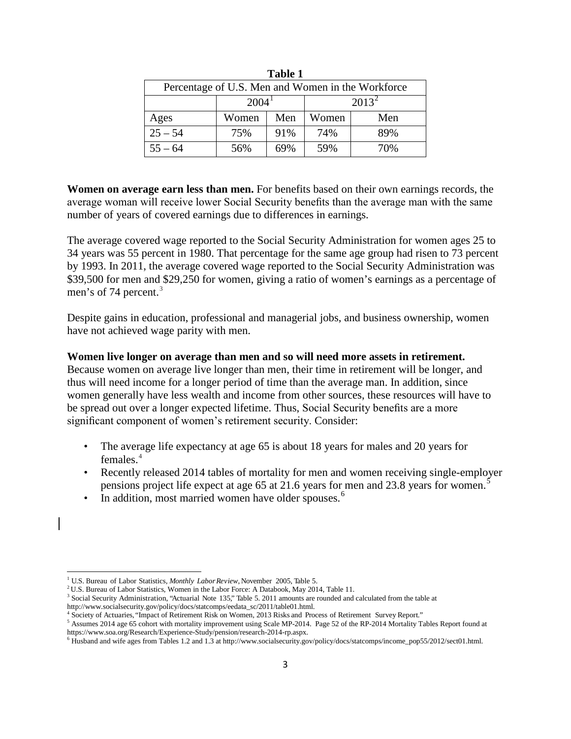**Table 1**

| Percentage of U.S. Men and Women in the Workforce | | | | |
|---|---|---|---|---|
| | 2004[1] | | 2013[2] | |
| Ages | Women | Men | Women | Men |
| 25 – 54 | 75% | 91% | 74% | 89% |
| 55 – 64 | 56% | 69% | 59% | 70% |

**Women on average earn less than men.** For benefits based on their own earnings records, the average woman will receive lower Social Security benefits than the average man with the same number of years of covered earnings due to differences in earnings.

The average covered wage reported to the Social Security Administration for women ages 25 to 34 years was 55 percent in 1980. That percentage for the same age group had risen to 73 percent by 1993. In 2011, the average covered wage reported to the Social Security Administration was $39,500 for men and $29,250 for women, giving a ratio of women's earnings as a percentage of men's of 74 percent.[3]

Despite gains in education, professional and managerial jobs, and business ownership, women have not achieved wage parity with men.

**Women live longer on average than men and so will need more assets in retirement.** Because women on average live longer than men, their time in retirement will be longer, and thus will need income for a longer period of time than the average man. In addition, since women generally have less wealth and income from other sources, these resources will have to be spread out over a longer expected lifetime. Thus, Social Security benefits are a more significant component of women's retirement security. Consider:

- The average life expectancy at age 65 is about 18 years for males and 20 years for females.[4]
- Recently released 2014 tables of mortality for men and women receiving single-employer pensions project life expect at age 65 at 21.6 years for men and 23.8 years for women.[5]
- In addition, most married women have older spouses.[6]

---

[1] U.S. Bureau of Labor Statistics, *Monthly Labor Review*, November 2005, Table 5.

[2] U.S. Bureau of Labor Statistics, Women in the Labor Force: A Databook, May 2014, Table 11.

[3] Social Security Administration, "Actuarial Note 135," Table 5. 2011 amounts are rounded and calculated from the table at http://www.socialsecurity.gov/policy/docs/statcomps/eedata_sc/2011/table01.html.

[4] Society of Actuaries, "Impact of Retirement Risk on Women, 2013 Risks and Process of Retirement Survey Report."

[5] Assumes 2014 age 65 cohort with mortality improvement using Scale MP-2014. Page 52 of the RP-2014 Mortality Tables Report found at https://www.soa.org/Research/Experience-Study/pension/research-2014-rp.aspx.

[6] Husband and wife ages from Tables 1.2 and 1.3 at http://www.socialsecurity.gov/policy/docs/statcomps/income_pop55/2012/sect01.html.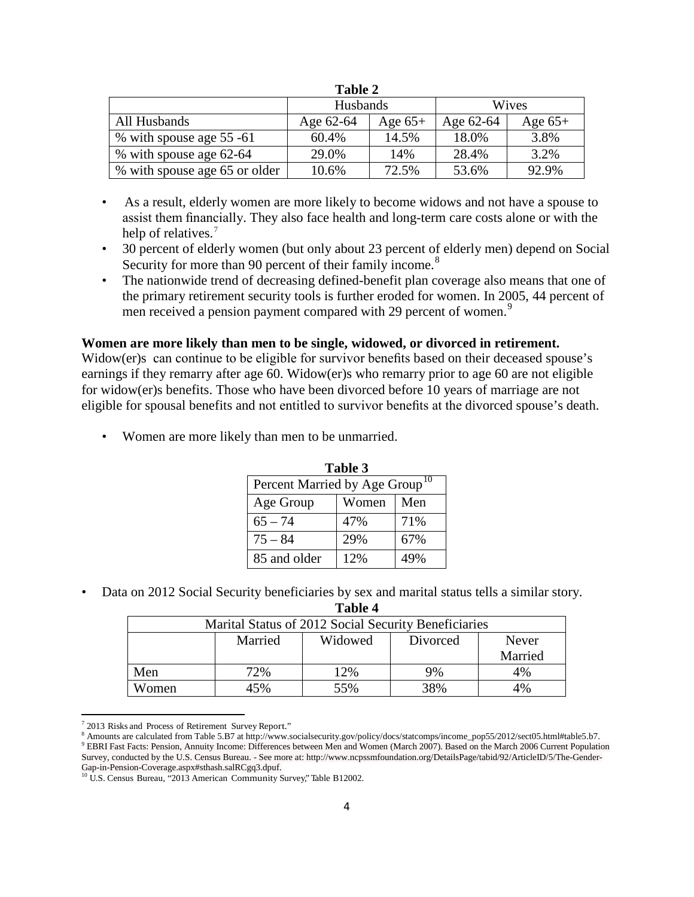**Table 2**

| | Husbands | | Wives | |
|---|---|---|---|---|
| All Husbands | Age 62-64 | Age 65+ | Age 62-64 | Age 65+ |
| % with spouse age 55 -61 | 60.4% | 14.5% | 18.0% | 3.8% |
| % with spouse age 62-64 | 29.0% | 14% | 28.4% | 3.2% |
| % with spouse age 65 or older | 10.6% | 72.5% | 53.6% | 92.9% |

- As a result, elderly women are more likely to become widows and not have a spouse to assist them financially. They also face health and long-term care costs alone or with the help of relatives.[7]
- 30 percent of elderly women (but only about 23 percent of elderly men) depend on Social Security for more than 90 percent of their family income.[8]
- The nationwide trend of decreasing defined-benefit plan coverage also means that one of the primary retirement security tools is further eroded for women. In 2005, 44 percent of men received a pension payment compared with 29 percent of women.[9]

**Women are more likely than men to be single, widowed, or divorced in retirement.** Widow(er)s can continue to be eligible for survivor benefits based on their deceased spouse's earnings if they remarry after age 60. Widow(er)s who remarry prior to age 60 are not eligible for widow(er)s benefits. Those who have been divorced before 10 years of marriage are not eligible for spousal benefits and not entitled to survivor benefits at the divorced spouse's death.

- Women are more likely than men to be unmarried.

**Table 3**

| Percent Married by Age Group[10] | | |
|---|---|---|
| Age Group | Women | Men |
| 65 – 74 | 47% | 71% |
| 75 – 84 | 29% | 67% |
| 85 and older | 12% | 49% |

- Data on 2012 Social Security beneficiaries by sex and marital status tells a similar story.

**Table 4**

| Marital Status of 2012 Social Security Beneficiaries | | | | |
|---|---|---|---|---|
| | Married | Widowed | Divorced | Never Married |
| Men | 72% | 12% | 9% | 4% |
| Women | 45% | 55% | 38% | 4% |

---

[7] 2013 Risks and Process of Retirement Survey Report."

[8] Amounts are calculated from Table 5.B7 at http://www.socialsecurity.gov/policy/docs/statcomps/income_pop55/2012/sect05.html#table5.b7.

[9] EBRI Fast Facts: Pension, Annuity Income: Differences between Men and Women (March 2007). Based on the March 2006 Current Population Survey, conducted by the U.S. Census Bureau. - See more at: http://www.ncpssmfoundation.org/DetailsPage/tabid/92/ArticleID/5/The-Gender-Gap-in-Pension-Coverage.aspx#sthash.salRCgq3.dpuf.

[10] U.S. Census Bureau, "2013 American Community Survey," Table B12002.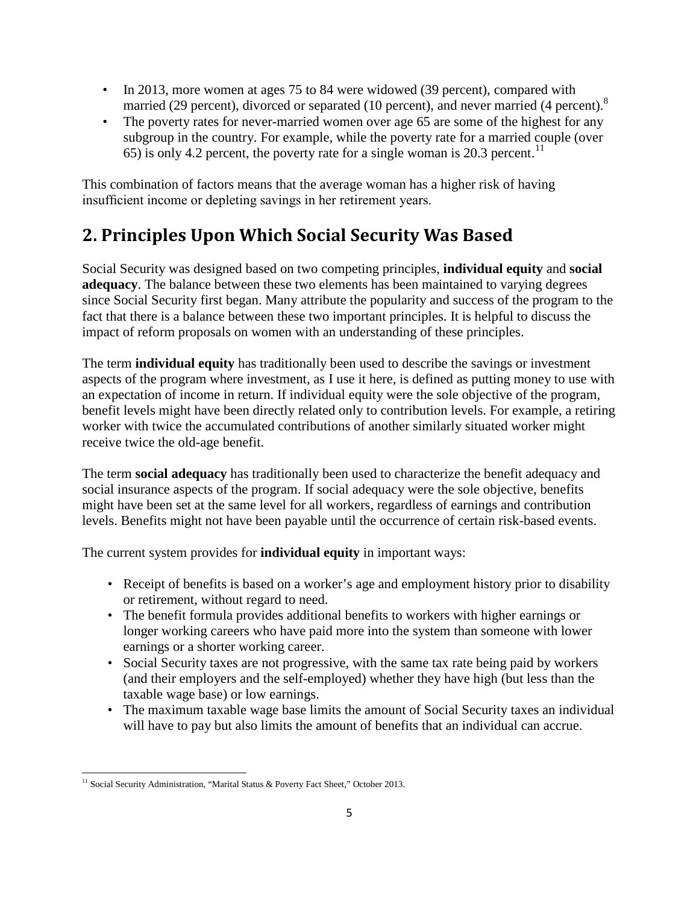- In 2013, more women at ages 75 to 84 were widowed (39 percent), compared with married (29 percent), divorced or separated (10 percent), and never married (4 percent).[8]
- The poverty rates for never-married women over age 65 are some of the highest for any subgroup in the country. For example, while the poverty rate for a married couple (over 65) is only 4.2 percent, the poverty rate for a single woman is 20.3 percent.[11]

This combination of factors means that the average woman has a higher risk of having insufficient income or depleting savings in her retirement years.

## 2. Principles Upon Which Social Security Was Based

Social Security was designed based on two competing principles, **individual equity** and **social adequacy**. The balance between these two elements has been maintained to varying degrees since Social Security first began. Many attribute the popularity and success of the program to the fact that there is a balance between these two important principles. It is helpful to discuss the impact of reform proposals on women with an understanding of these principles.

The term **individual equity** has traditionally been used to describe the savings or investment aspects of the program where investment, as I use it here, is defined as putting money to use with an expectation of income in return. If individual equity were the sole objective of the program, benefit levels might have been directly related only to contribution levels. For example, a retiring worker with twice the accumulated contributions of another similarly situated worker might receive twice the old-age benefit.

The term **social adequacy** has traditionally been used to characterize the benefit adequacy and social insurance aspects of the program. If social adequacy were the sole objective, benefits might have been set at the same level for all workers, regardless of earnings and contribution levels. Benefits might not have been payable until the occurrence of certain risk-based events.

The current system provides for **individual equity** in important ways:

- Receipt of benefits is based on a worker's age and employment history prior to disability or retirement, without regard to need.
- The benefit formula provides additional benefits to workers with higher earnings or longer working careers who have paid more into the system than someone with lower earnings or a shorter working career.
- Social Security taxes are not progressive, with the same tax rate being paid by workers (and their employers and the self-employed) whether they have high (but less than the taxable wage base) or low earnings.
- The maximum taxable wage base limits the amount of Social Security taxes an individual will have to pay but also limits the amount of benefits that an individual can accrue.

[11] Social Security Administration, "Marital Status & Poverty Fact Sheet," October 2013.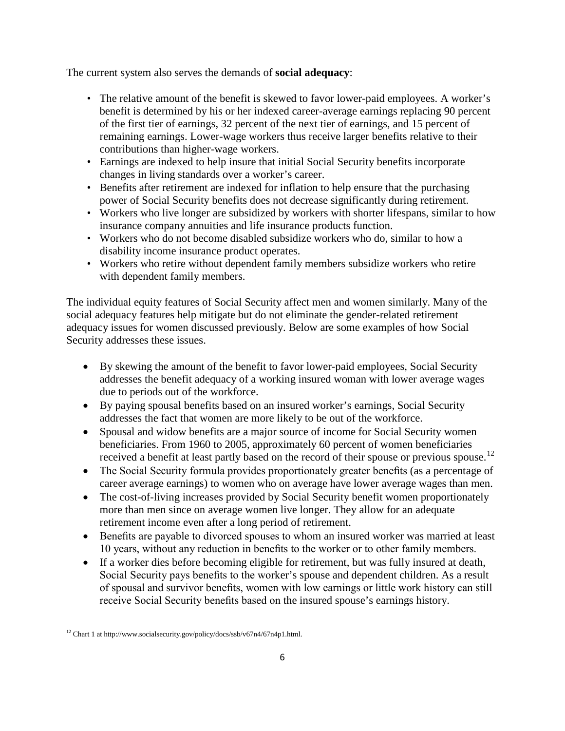The current system also serves the demands of **social adequacy**:

- The relative amount of the benefit is skewed to favor lower-paid employees. A worker's benefit is determined by his or her indexed career-average earnings replacing 90 percent of the first tier of earnings, 32 percent of the next tier of earnings, and 15 percent of remaining earnings. Lower-wage workers thus receive larger benefits relative to their contributions than higher-wage workers.
- Earnings are indexed to help insure that initial Social Security benefits incorporate changes in living standards over a worker's career.
- Benefits after retirement are indexed for inflation to help ensure that the purchasing power of Social Security benefits does not decrease significantly during retirement.
- Workers who live longer are subsidized by workers with shorter lifespans, similar to how insurance company annuities and life insurance products function.
- Workers who do not become disabled subsidize workers who do, similar to how a disability income insurance product operates.
- Workers who retire without dependent family members subsidize workers who retire with dependent family members.

The individual equity features of Social Security affect men and women similarly. Many of the social adequacy features help mitigate but do not eliminate the gender-related retirement adequacy issues for women discussed previously. Below are some examples of how Social Security addresses these issues.

- By skewing the amount of the benefit to favor lower-paid employees, Social Security addresses the benefit adequacy of a working insured woman with lower average wages due to periods out of the workforce.
- By paying spousal benefits based on an insured worker's earnings, Social Security addresses the fact that women are more likely to be out of the workforce.
- Spousal and widow benefits are a major source of income for Social Security women beneficiaries. From 1960 to 2005, approximately 60 percent of women beneficiaries received a benefit at least partly based on the record of their spouse or previous spouse.[12]
- The Social Security formula provides proportionately greater benefits (as a percentage of career average earnings) to women who on average have lower average wages than men.
- The cost-of-living increases provided by Social Security benefit women proportionately more than men since on average women live longer. They allow for an adequate retirement income even after a long period of retirement.
- Benefits are payable to divorced spouses to whom an insured worker was married at least 10 years, without any reduction in benefits to the worker or to other family members.
- If a worker dies before becoming eligible for retirement, but was fully insured at death, Social Security pays benefits to the worker's spouse and dependent children. As a result of spousal and survivor benefits, women with low earnings or little work history can still receive Social Security benefits based on the insured spouse's earnings history.

[12] Chart 1 at http://www.socialsecurity.gov/policy/docs/ssb/v67n4/67n4p1.html.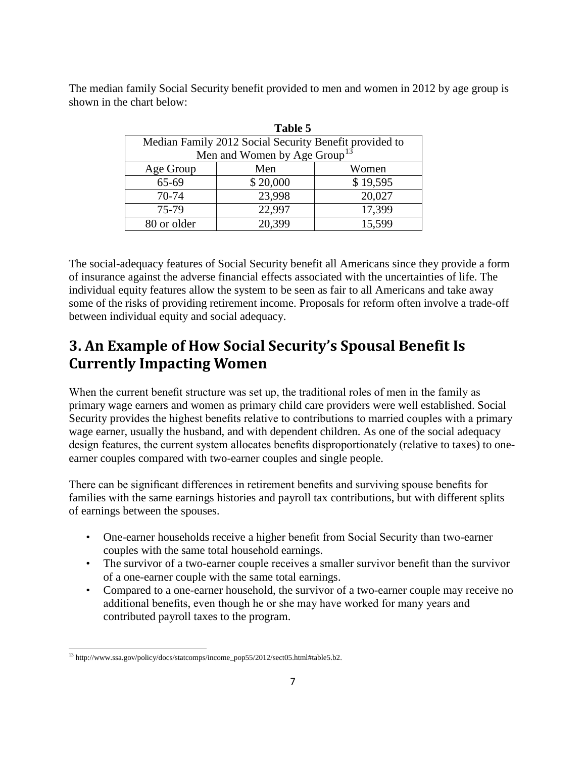The median family Social Security benefit provided to men and women in 2012 by age group is shown in the chart below:

**Table 5**

| Median Family 2012 Social Security Benefit provided to Men and Women by Age Group[13] | | |
|---|---|---|
| Age Group | Men | Women |
| 65-69 | $ 20,000 | $ 19,595 |
| 70-74 | 23,998 | 20,027 |
| 75-79 | 22,997 | 17,399 |
| 80 or older | 20,399 | 15,599 |

The social-adequacy features of Social Security benefit all Americans since they provide a form of insurance against the adverse financial effects associated with the uncertainties of life. The individual equity features allow the system to be seen as fair to all Americans and take away some of the risks of providing retirement income. Proposals for reform often involve a trade-off between individual equity and social adequacy.

## 3. An Example of How Social Security's Spousal Benefit Is Currently Impacting Women

When the current benefit structure was set up, the traditional roles of men in the family as primary wage earners and women as primary child care providers were well established. Social Security provides the highest benefits relative to contributions to married couples with a primary wage earner, usually the husband, and with dependent children. As one of the social adequacy design features, the current system allocates benefits disproportionately (relative to taxes) to one-earner couples compared with two-earner couples and single people.

There can be significant differences in retirement benefits and surviving spouse benefits for families with the same earnings histories and payroll tax contributions, but with different splits of earnings between the spouses.

- One-earner households receive a higher benefit from Social Security than two-earner couples with the same total household earnings.
- The survivor of a two-earner couple receives a smaller survivor benefit than the survivor of a one-earner couple with the same total earnings.
- Compared to a one-earner household, the survivor of a two-earner couple may receive no additional benefits, even though he or she may have worked for many years and contributed payroll taxes to the program.

[13] http://www.ssa.gov/policy/docs/statcomps/income_pop55/2012/sect05.html#table5.b2.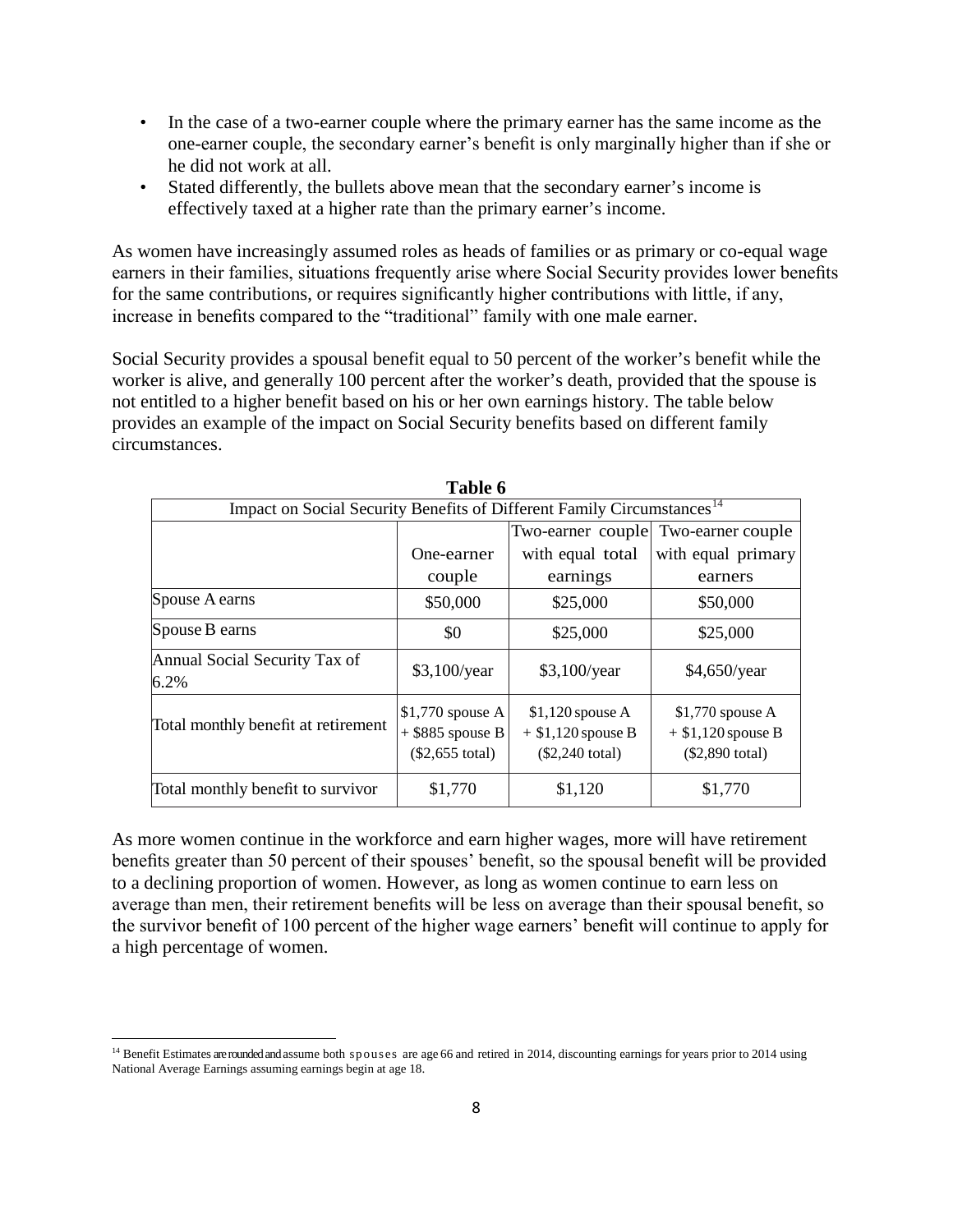- In the case of a two-earner couple where the primary earner has the same income as the one-earner couple, the secondary earner's benefit is only marginally higher than if she or he did not work at all.
- Stated differently, the bullets above mean that the secondary earner's income is effectively taxed at a higher rate than the primary earner's income.

As women have increasingly assumed roles as heads of families or as primary or co-equal wage earners in their families, situations frequently arise where Social Security provides lower benefits for the same contributions, or requires significantly higher contributions with little, if any, increase in benefits compared to the "traditional" family with one male earner.

Social Security provides a spousal benefit equal to 50 percent of the worker's benefit while the worker is alive, and generally 100 percent after the worker's death, provided that the spouse is not entitled to a higher benefit based on his or her own earnings history. The table below provides an example of the impact on Social Security benefits based on different family circumstances.

**Table 6**

Impact on Social Security Benefits of Different Family Circumstances[14]

| | One-earner couple | Two-earner couple with equal total earnings | Two-earner couple with equal primary earners |
|---|---|---|---|
| Spouse A earns | \$50,000 | \$25,000 | \$50,000 |
| Spouse B earns | \$0 | \$25,000 | \$25,000 |
| Annual Social Security Tax of 6.2% | \$3,100/year | \$3,100/year | \$4,650/year |
| Total monthly benefit at retirement | \$1,770 spouse A + \$885 spouse B (\$2,655 total) | \$1,120 spouse A + \$1,120 spouse B (\$2,240 total) | \$1,770 spouse A + \$1,120 spouse B (\$2,890 total) |
| Total monthly benefit to survivor | \$1,770 | \$1,120 | \$1,770 |

As more women continue in the workforce and earn higher wages, more will have retirement benefits greater than 50 percent of their spouses' benefit, so the spousal benefit will be provided to a declining proportion of women. However, as long as women continue to earn less on average than men, their retirement benefits will be less on average than their spousal benefit, so the survivor benefit of 100 percent of the higher wage earners' benefit will continue to apply for a high percentage of women.

[14] Benefit Estimates are rounded and assume both spouses are age 66 and retired in 2014, discounting earnings for years prior to 2014 using National Average Earnings assuming earnings begin at age 18.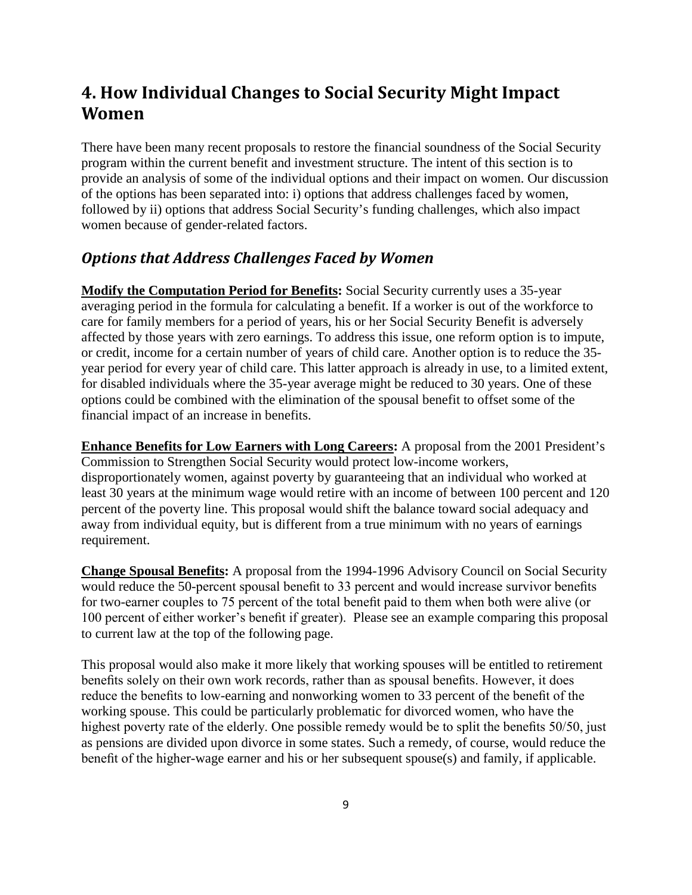## 4. How Individual Changes to Social Security Might Impact Women

There have been many recent proposals to restore the financial soundness of the Social Security program within the current benefit and investment structure. The intent of this section is to provide an analysis of some of the individual options and their impact on women. Our discussion of the options has been separated into: i) options that address challenges faced by women, followed by ii) options that address Social Security's funding challenges, which also impact women because of gender-related factors.

### *Options that Address Challenges Faced by Women*

**Modify the Computation Period for Benefits:** Social Security currently uses a 35-year averaging period in the formula for calculating a benefit. If a worker is out of the workforce to care for family members for a period of years, his or her Social Security Benefit is adversely affected by those years with zero earnings. To address this issue, one reform option is to impute, or credit, income for a certain number of years of child care. Another option is to reduce the 35-year period for every year of child care. This latter approach is already in use, to a limited extent, for disabled individuals where the 35-year average might be reduced to 30 years. One of these options could be combined with the elimination of the spousal benefit to offset some of the financial impact of an increase in benefits.

**Enhance Benefits for Low Earners with Long Careers:** A proposal from the 2001 President's Commission to Strengthen Social Security would protect low-income workers, disproportionately women, against poverty by guaranteeing that an individual who worked at least 30 years at the minimum wage would retire with an income of between 100 percent and 120 percent of the poverty line. This proposal would shift the balance toward social adequacy and away from individual equity, but is different from a true minimum with no years of earnings requirement.

**Change Spousal Benefits:** A proposal from the 1994-1996 Advisory Council on Social Security would reduce the 50-percent spousal benefit to 33 percent and would increase survivor benefits for two-earner couples to 75 percent of the total benefit paid to them when both were alive (or 100 percent of either worker's benefit if greater). Please see an example comparing this proposal to current law at the top of the following page.

This proposal would also make it more likely that working spouses will be entitled to retirement benefits solely on their own work records, rather than as spousal benefits. However, it does reduce the benefits to low-earning and nonworking women to 33 percent of the benefit of the working spouse. This could be particularly problematic for divorced women, who have the highest poverty rate of the elderly. One possible remedy would be to split the benefits 50/50, just as pensions are divided upon divorce in some states. Such a remedy, of course, would reduce the benefit of the higher-wage earner and his or her subsequent spouse(s) and family, if applicable.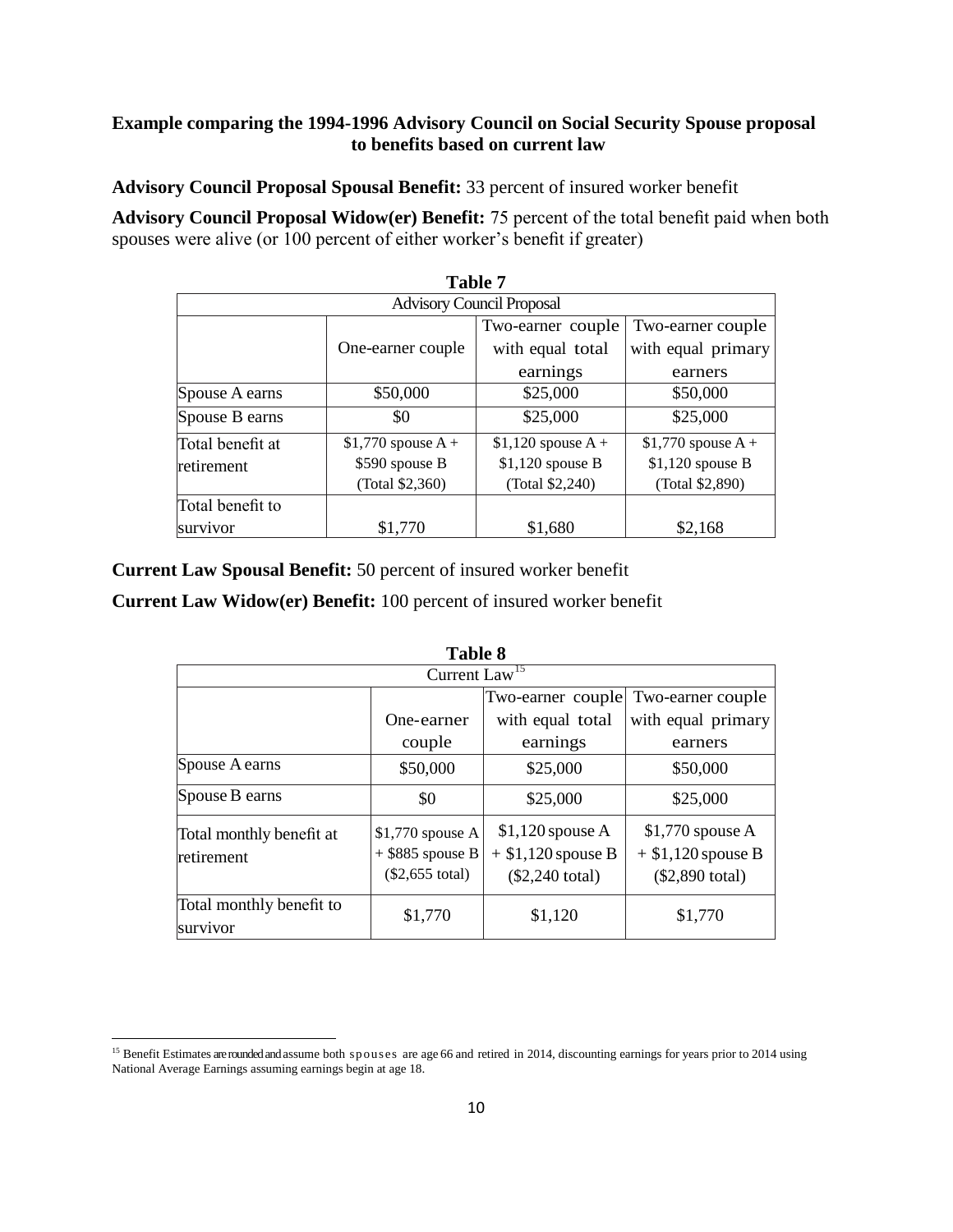**Example comparing the 1994-1996 Advisory Council on Social Security Spouse proposal to benefits based on current law**

**Advisory Council Proposal Spousal Benefit:** 33 percent of insured worker benefit

**Advisory Council Proposal Widow(er) Benefit:** 75 percent of the total benefit paid when both spouses were alive (or 100 percent of either worker's benefit if greater)

**Table 7**

| Advisory Council Proposal | | | |
|---|---|---|---|
| | One-earner couple | Two-earner couple with equal total earnings | Two-earner couple with equal primary earners |
| Spouse A earns | $50,000 | $25,000 | $50,000 |
| Spouse B earns | $0 | $25,000 | $25,000 |
| Total benefit at retirement | $1,770 spouse A + $590 spouse B (Total $2,360) | $1,120 spouse A + $1,120 spouse B (Total $2,240) | $1,770 spouse A + $1,120 spouse B (Total $2,890) |
| Total benefit to survivor | $1,770 | $1,680 | $2,168 |

**Current Law Spousal Benefit:** 50 percent of insured worker benefit

**Current Law Widow(er) Benefit:** 100 percent of insured worker benefit

**Table 8**

| Current Law[15] | | | |
|---|---|---|---|
| | One-earner couple | Two-earner couple with equal total earnings | Two-earner couple with equal primary earners |
| Spouse A earns | $50,000 | $25,000 | $50,000 |
| Spouse B earns | $0 | $25,000 | $25,000 |
| Total monthly benefit at retirement | $1,770 spouse A + $885 spouse B ($2,655 total) | $1,120 spouse A + $1,120 spouse B ($2,240 total) | $1,770 spouse A + $1,120 spouse B ($2,890 total) |
| Total monthly benefit to survivor | $1,770 | $1,120 | $1,770 |

[15] Benefit Estimates are rounded and assume both spouses are age 66 and retired in 2014, discounting earnings for years prior to 2014 using National Average Earnings assuming earnings begin at age 18.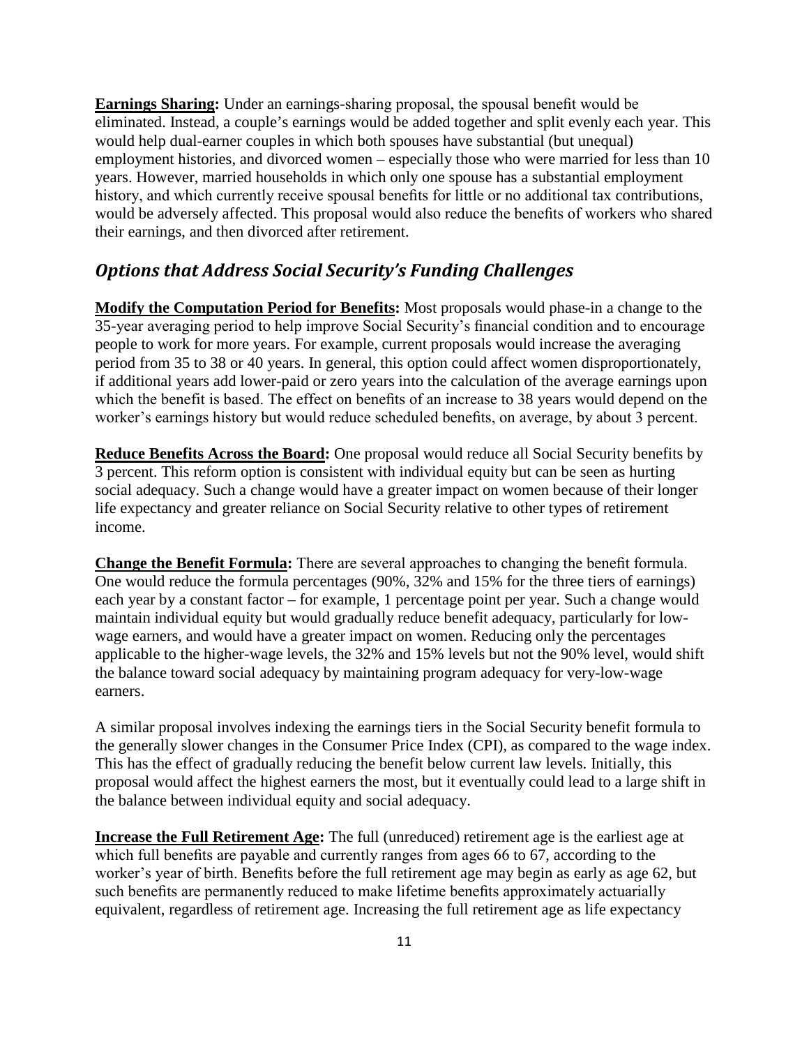**Earnings Sharing:** Under an earnings-sharing proposal, the spousal benefit would be eliminated. Instead, a couple's earnings would be added together and split evenly each year. This would help dual-earner couples in which both spouses have substantial (but unequal) employment histories, and divorced women – especially those who were married for less than 10 years. However, married households in which only one spouse has a substantial employment history, and which currently receive spousal benefits for little or no additional tax contributions, would be adversely affected. This proposal would also reduce the benefits of workers who shared their earnings, and then divorced after retirement.

## *Options that Address Social Security's Funding Challenges*

**Modify the Computation Period for Benefits:** Most proposals would phase-in a change to the 35-year averaging period to help improve Social Security's financial condition and to encourage people to work for more years. For example, current proposals would increase the averaging period from 35 to 38 or 40 years. In general, this option could affect women disproportionately, if additional years add lower-paid or zero years into the calculation of the average earnings upon which the benefit is based. The effect on benefits of an increase to 38 years would depend on the worker's earnings history but would reduce scheduled benefits, on average, by about 3 percent.

**Reduce Benefits Across the Board:** One proposal would reduce all Social Security benefits by 3 percent. This reform option is consistent with individual equity but can be seen as hurting social adequacy. Such a change would have a greater impact on women because of their longer life expectancy and greater reliance on Social Security relative to other types of retirement income.

**Change the Benefit Formula:** There are several approaches to changing the benefit formula. One would reduce the formula percentages (90%, 32% and 15% for the three tiers of earnings) each year by a constant factor – for example, 1 percentage point per year. Such a change would maintain individual equity but would gradually reduce benefit adequacy, particularly for low-wage earners, and would have a greater impact on women. Reducing only the percentages applicable to the higher-wage levels, the 32% and 15% levels but not the 90% level, would shift the balance toward social adequacy by maintaining program adequacy for very-low-wage earners.

A similar proposal involves indexing the earnings tiers in the Social Security benefit formula to the generally slower changes in the Consumer Price Index (CPI), as compared to the wage index. This has the effect of gradually reducing the benefit below current law levels. Initially, this proposal would affect the highest earners the most, but it eventually could lead to a large shift in the balance between individual equity and social adequacy.

**Increase the Full Retirement Age:** The full (unreduced) retirement age is the earliest age at which full benefits are payable and currently ranges from ages 66 to 67, according to the worker's year of birth. Benefits before the full retirement age may begin as early as age 62, but such benefits are permanently reduced to make lifetime benefits approximately actuarially equivalent, regardless of retirement age. Increasing the full retirement age as life expectancy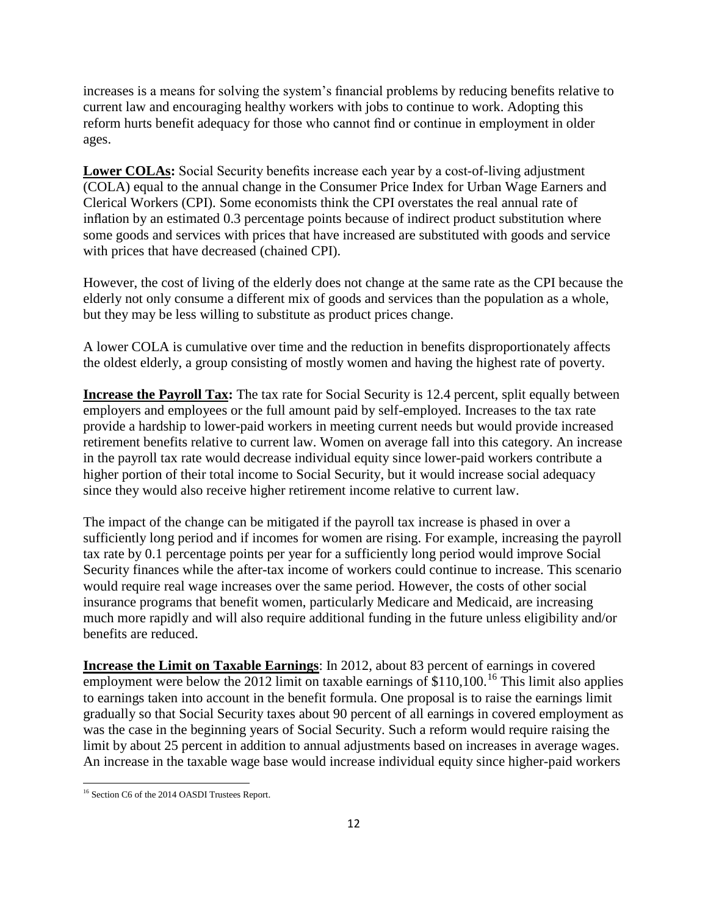increases is a means for solving the system's financial problems by reducing benefits relative to current law and encouraging healthy workers with jobs to continue to work. Adopting this reform hurts benefit adequacy for those who cannot find or continue in employment in older ages.

**Lower COLAs:** Social Security benefits increase each year by a cost-of-living adjustment (COLA) equal to the annual change in the Consumer Price Index for Urban Wage Earners and Clerical Workers (CPI). Some economists think the CPI overstates the real annual rate of inflation by an estimated 0.3 percentage points because of indirect product substitution where some goods and services with prices that have increased are substituted with goods and service with prices that have decreased (chained CPI).

However, the cost of living of the elderly does not change at the same rate as the CPI because the elderly not only consume a different mix of goods and services than the population as a whole, but they may be less willing to substitute as product prices change.

A lower COLA is cumulative over time and the reduction in benefits disproportionately affects the oldest elderly, a group consisting of mostly women and having the highest rate of poverty.

**Increase the Payroll Tax:** The tax rate for Social Security is 12.4 percent, split equally between employers and employees or the full amount paid by self-employed. Increases to the tax rate provide a hardship to lower-paid workers in meeting current needs but would provide increased retirement benefits relative to current law. Women on average fall into this category. An increase in the payroll tax rate would decrease individual equity since lower-paid workers contribute a higher portion of their total income to Social Security, but it would increase social adequacy since they would also receive higher retirement income relative to current law.

The impact of the change can be mitigated if the payroll tax increase is phased in over a sufficiently long period and if incomes for women are rising. For example, increasing the payroll tax rate by 0.1 percentage points per year for a sufficiently long period would improve Social Security finances while the after-tax income of workers could continue to increase. This scenario would require real wage increases over the same period. However, the costs of other social insurance programs that benefit women, particularly Medicare and Medicaid, are increasing much more rapidly and will also require additional funding in the future unless eligibility and/or benefits are reduced.

**Increase the Limit on Taxable Earnings**: In 2012, about 83 percent of earnings in covered employment were below the 2012 limit on taxable earnings of $110,100.[16] This limit also applies to earnings taken into account in the benefit formula. One proposal is to raise the earnings limit gradually so that Social Security taxes about 90 percent of all earnings in covered employment as was the case in the beginning years of Social Security. Such a reform would require raising the limit by about 25 percent in addition to annual adjustments based on increases in average wages. An increase in the taxable wage base would increase individual equity since higher-paid workers

[16] Section C6 of the 2014 OASDI Trustees Report.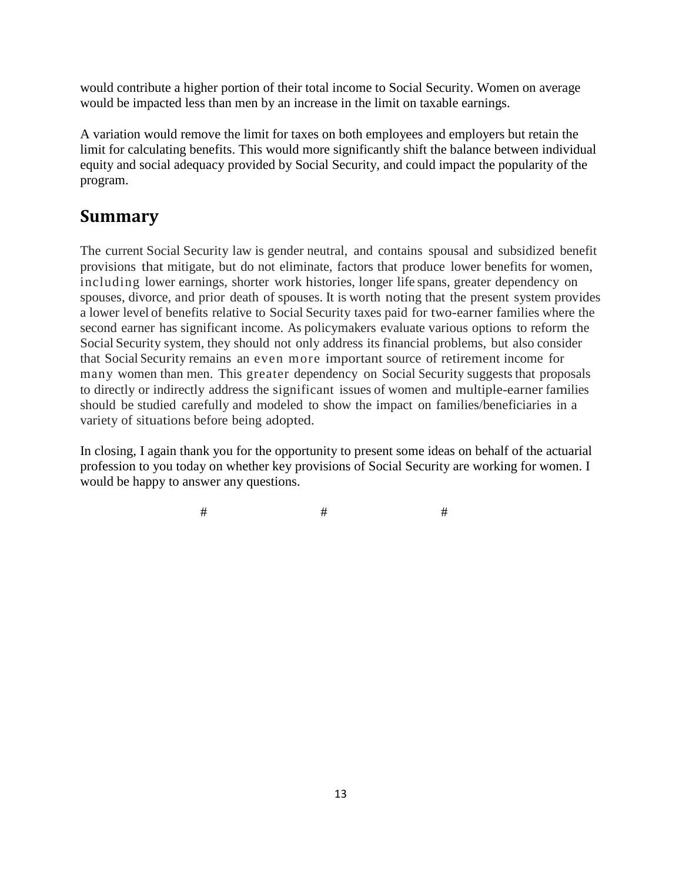would contribute a higher portion of their total income to Social Security. Women on average would be impacted less than men by an increase in the limit on taxable earnings.

A variation would remove the limit for taxes on both employees and employers but retain the limit for calculating benefits. This would more significantly shift the balance between individual equity and social adequacy provided by Social Security, and could impact the popularity of the program.

## Summary

The current Social Security law is gender neutral, and contains spousal and subsidized benefit provisions that mitigate, but do not eliminate, factors that produce lower benefits for women, including lower earnings, shorter work histories, longer life spans, greater dependency on spouses, divorce, and prior death of spouses. It is worth noting that the present system provides a lower level of benefits relative to Social Security taxes paid for two-earner families where the second earner has significant income. As policymakers evaluate various options to reform the Social Security system, they should not only address its financial problems, but also consider that Social Security remains an even more important source of retirement income for many women than men. This greater dependency on Social Security suggests that proposals to directly or indirectly address the significant issues of women and multiple-earner families should be studied carefully and modeled to show the impact on families/beneficiaries in a variety of situations before being adopted.

In closing, I again thank you for the opportunity to present some ideas on behalf of the actuarial profession to you today on whether key provisions of Social Security are working for women. I would be happy to answer any questions.

# # #